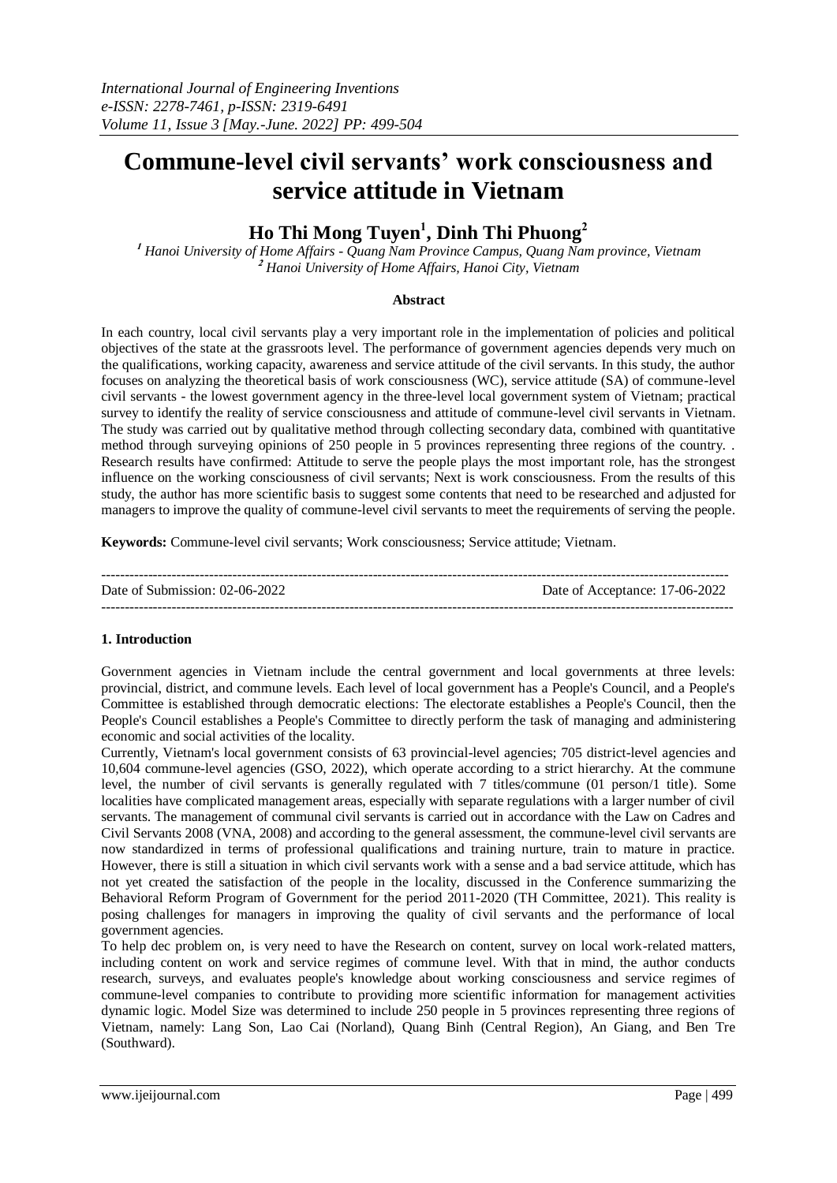# Commune-level civil servants' work consciousness and service attitude in Vietnam

## Ho Thi Mong Tuyen[1], Dinh Thi Phuong[2]

*[1] Hanoi University of Home Affairs - Quang Nam Province Campus, Quang Nam province, Vietnam*
*[2] Hanoi University of Home Affairs, Hanoi City, Vietnam*

**Abstract**

In each country, local civil servants play a very important role in the implementation of policies and political objectives of the state at the grassroots level. The performance of government agencies depends very much on the qualifications, working capacity, awareness and service attitude of the civil servants. In this study, the author focuses on analyzing the theoretical basis of work consciousness (WC), service attitude (SA) of commune-level civil servants - the lowest government agency in the three-level local government system of Vietnam; practical survey to identify the reality of service consciousness and attitude of commune-level civil servants in Vietnam. The study was carried out by qualitative method through collecting secondary data, combined with quantitative method through surveying opinions of 250 people in 5 provinces representing three regions of the country. . Research results have confirmed: Attitude to serve the people plays the most important role, has the strongest influence on the working consciousness of civil servants; Next is work consciousness. From the results of this study, the author has more scientific basis to suggest some contents that need to be researched and adjusted for managers to improve the quality of commune-level civil servants to meet the requirements of serving the people.

**Keywords:** Commune-level civil servants; Work consciousness; Service attitude; Vietnam.

---

Date of Submission: 02-06-2022 Date of Acceptance: 17-06-2022

---

### 1. Introduction

Government agencies in Vietnam include the central government and local governments at three levels: provincial, district, and commune levels. Each level of local government has a People's Council, and a People's Committee is established through democratic elections: The electorate establishes a People's Council, then the People's Council establishes a People's Committee to directly perform the task of managing and administering economic and social activities of the locality.

Currently, Vietnam's local government consists of 63 provincial-level agencies; 705 district-level agencies and 10,604 commune-level agencies (GSO, 2022), which operate according to a strict hierarchy. At the commune level, the number of civil servants is generally regulated with 7 titles/commune (01 person/1 title). Some localities have complicated management areas, especially with separate regulations with a larger number of civil servants. The management of communal civil servants is carried out in accordance with the Law on Cadres and Civil Servants 2008 (VNA, 2008) and according to the general assessment, the commune-level civil servants are now standardized in terms of professional qualifications and training nurture, train to mature in practice. However, there is still a situation in which civil servants work with a sense and a bad service attitude, which has not yet created the satisfaction of the people in the locality, discussed in the Conference summarizing the Behavioral Reform Program of Government for the period 2011-2020 (TH Committee, 2021). This reality is posing challenges for managers in improving the quality of civil servants and the performance of local government agencies.

To help dec problem on, is very need to have the Research on content, survey on local work-related matters, including content on work and service regimes of commune level. With that in mind, the author conducts research, surveys, and evaluates people's knowledge about working consciousness and service regimes of commune-level companies to contribute to providing more scientific information for management activities dynamic logic. Model Size was determined to include 250 people in 5 provinces representing three regions of Vietnam, namely: Lang Son, Lao Cai (Norland), Quang Binh (Central Region), An Giang, and Ben Tre (Southward).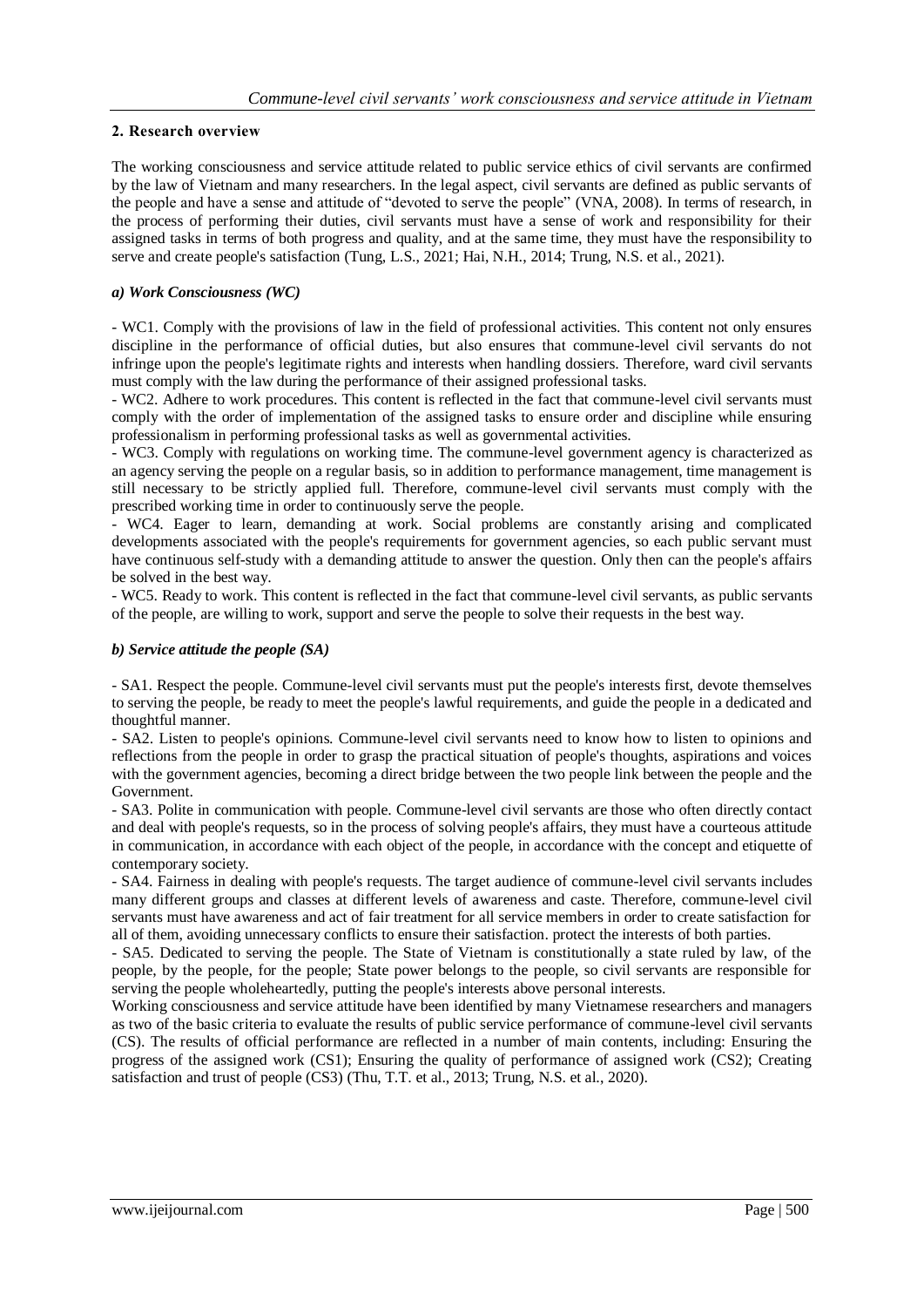## 2. Research overview

The working consciousness and service attitude related to public service ethics of civil servants are confirmed by the law of Vietnam and many researchers. In the legal aspect, civil servants are defined as public servants of the people and have a sense and attitude of "devoted to serve the people" (VNA, 2008). In terms of research, in the process of performing their duties, civil servants must have a sense of work and responsibility for their assigned tasks in terms of both progress and quality, and at the same time, they must have the responsibility to serve and create people's satisfaction (Tung, L.S., 2021; Hai, N.H., 2014; Trung, N.S. et al., 2021).

### *a) Work Consciousness (WC)*

- WC1. Comply with the provisions of law in the field of professional activities. This content not only ensures discipline in the performance of official duties, but also ensures that commune-level civil servants do not infringe upon the people's legitimate rights and interests when handling dossiers. Therefore, ward civil servants must comply with the law during the performance of their assigned professional tasks.
- WC2. Adhere to work procedures. This content is reflected in the fact that commune-level civil servants must comply with the order of implementation of the assigned tasks to ensure order and discipline while ensuring professionalism in performing professional tasks as well as governmental activities.
- WC3. Comply with regulations on working time. The commune-level government agency is characterized as an agency serving the people on a regular basis, so in addition to performance management, time management is still necessary to be strictly applied full. Therefore, commune-level civil servants must comply with the prescribed working time in order to continuously serve the people.
- WC4. Eager to learn, demanding at work. Social problems are constantly arising and complicated developments associated with the people's requirements for government agencies, so each public servant must have continuous self-study with a demanding attitude to answer the question. Only then can the people's affairs be solved in the best way.
- WC5. Ready to work. This content is reflected in the fact that commune-level civil servants, as public servants of the people, are willing to work, support and serve the people to solve their requests in the best way.

### *b) Service attitude the people (SA)*

- SA1. Respect the people. Commune-level civil servants must put the people's interests first, devote themselves to serving the people, be ready to meet the people's lawful requirements, and guide the people in a dedicated and thoughtful manner.
- SA2. Listen to people's opinions. Commune-level civil servants need to know how to listen to opinions and reflections from the people in order to grasp the practical situation of people's thoughts, aspirations and voices with the government agencies, becoming a direct bridge between the two people link between the people and the Government.
- SA3. Polite in communication with people. Commune-level civil servants are those who often directly contact and deal with people's requests, so in the process of solving people's affairs, they must have a courteous attitude in communication, in accordance with each object of the people, in accordance with the concept and etiquette of contemporary society.
- SA4. Fairness in dealing with people's requests. The target audience of commune-level civil servants includes many different groups and classes at different levels of awareness and caste. Therefore, commune-level civil servants must have awareness and act of fair treatment for all service members in order to create satisfaction for all of them, avoiding unnecessary conflicts to ensure their satisfaction. protect the interests of both parties.
- SA5. Dedicated to serving the people. The State of Vietnam is constitutionally a state ruled by law, of the people, by the people, for the people; State power belongs to the people, so civil servants are responsible for serving the people wholeheartedly, putting the people's interests above personal interests.

Working consciousness and service attitude have been identified by many Vietnamese researchers and managers as two of the basic criteria to evaluate the results of public service performance of commune-level civil servants (CS). The results of official performance are reflected in a number of main contents, including: Ensuring the progress of the assigned work (CS1); Ensuring the quality of performance of assigned work (CS2); Creating satisfaction and trust of people (CS3) (Thu, T.T. et al., 2013; Trung, N.S. et al., 2020).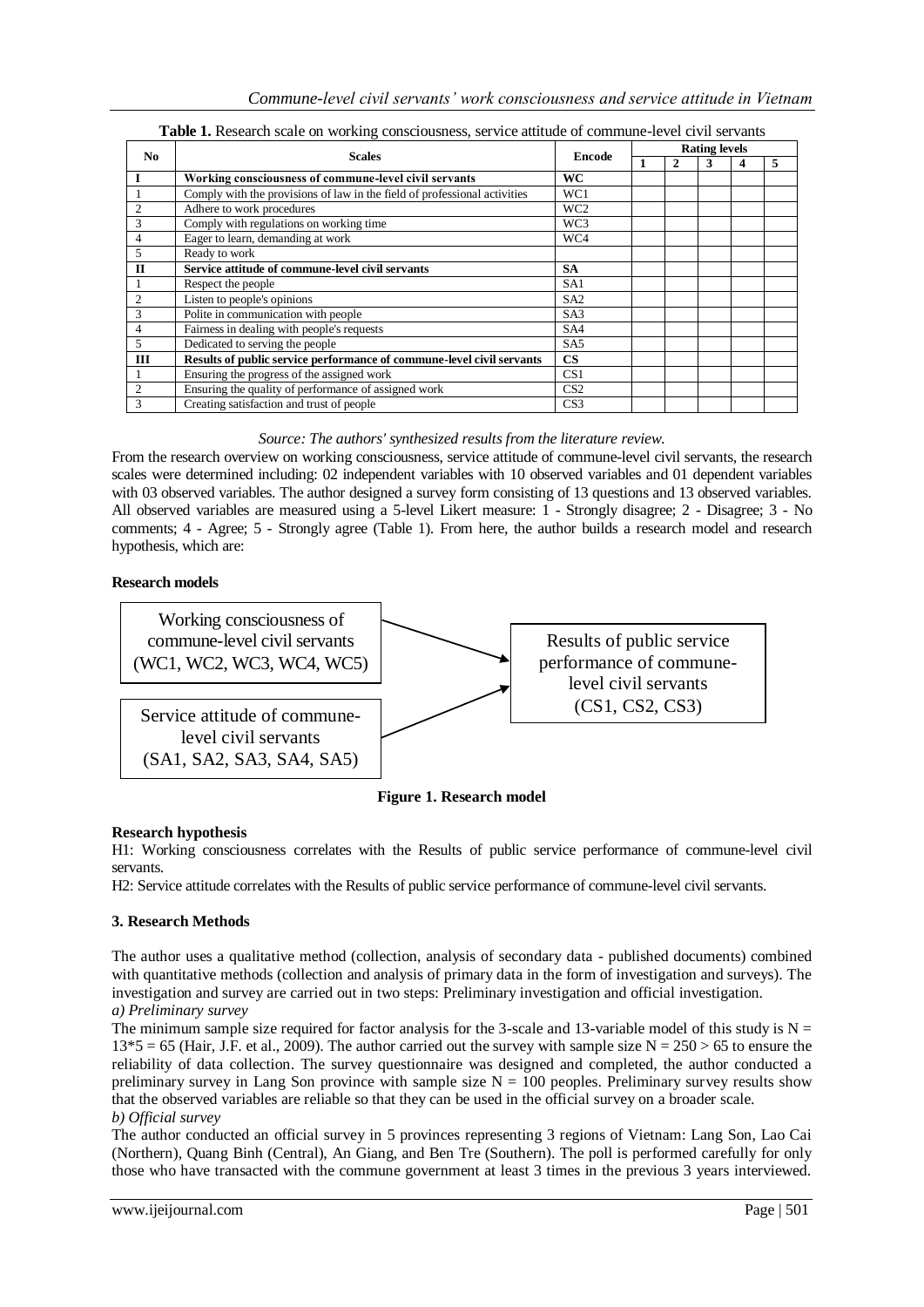**Table 1.** Research scale on working consciousness, service attitude of commune-level civil servants

| No | Scales | Encode | Rating levels | | | | |
|---|---|---|---|---|---|---|---|
| | | | 1 | 2 | 3 | 4 | 5 |
| **I** | **Working consciousness of commune-level civil servants** | **WC** | | | | | |
| 1 | Comply with the provisions of law in the field of professional activities | WC1 | | | | | |
| 2 | Adhere to work procedures | WC2 | | | | | |
| 3 | Comply with regulations on working time | WC3 | | | | | |
| 4 | Eager to learn, demanding at work | WC4 | | | | | |
| 5 | Ready to work | | | | | | |
| **II** | **Service attitude of commune-level civil servants** | **SA** | | | | | |
| 1 | Respect the people | SA1 | | | | | |
| 2 | Listen to people's opinions | SA2 | | | | | |
| 3 | Polite in communication with people | SA3 | | | | | |
| 4 | Fairness in dealing with people's requests | SA4 | | | | | |
| 5 | Dedicated to serving the people | SA5 | | | | | |
| **III** | **Results of public service performance of commune-level civil servants** | **CS** | | | | | |
| 1 | Ensuring the progress of the assigned work | CS1 | | | | | |
| 2 | Ensuring the quality of performance of assigned work | CS2 | | | | | |
| 3 | Creating satisfaction and trust of people | CS3 | | | | | |

*Source: The authors' synthesized results from the literature review.*

From the research overview on working consciousness, service attitude of commune-level civil servants, the research scales were determined including: 02 independent variables with 10 observed variables and 01 dependent variables with 03 observed variables. The author designed a survey form consisting of 13 questions and 13 observed variables. All observed variables are measured using a 5-level Likert measure: 1 - Strongly disagree; 2 - Disagree; 3 - No comments; 4 - Agree; 5 - Strongly agree (Table 1). From here, the author builds a research model and research hypothesis, which are:

**Research models**

Working consciousness of commune-level civil servants (WC1, WC2, WC3, WC4, WC5) → Results of public service performance of commune-level civil servants (CS1, CS2, CS3)

Service attitude of commune-level civil servants (SA1, SA2, SA3, SA4, SA5) → Results of public service performance of commune-level civil servants (CS1, CS2, CS3)

**Figure 1. Research model**

**Research hypothesis**

H1: Working consciousness correlates with the Results of public service performance of commune-level civil servants.

H2: Service attitude correlates with the Results of public service performance of commune-level civil servants.

## 3. Research Methods

The author uses a qualitative method (collection, analysis of secondary data - published documents) combined with quantitative methods (collection and analysis of primary data in the form of investigation and surveys). The investigation and survey are carried out in two steps: Preliminary investigation and official investigation.

*a) Preliminary survey*

The minimum sample size required for factor analysis for the 3-scale and 13-variable model of this study is $N = 13*5 = 65$ (Hair, J.F. et al., 2009). The author carried out the survey with sample size $N = 250 > 65$ to ensure the reliability of data collection. The survey questionnaire was designed and completed, the author conducted a preliminary survey in Lang Son province with sample size $N = 100$ peoples. Preliminary survey results show that the observed variables are reliable so that they can be used in the official survey on a broader scale.

*b) Official survey*

The author conducted an official survey in 5 provinces representing 3 regions of Vietnam: Lang Son, Lao Cai (Northern), Quang Binh (Central), An Giang, and Ben Tre (Southern). The poll is performed carefully for only those who have transacted with the commune government at least 3 times in the previous 3 years interviewed.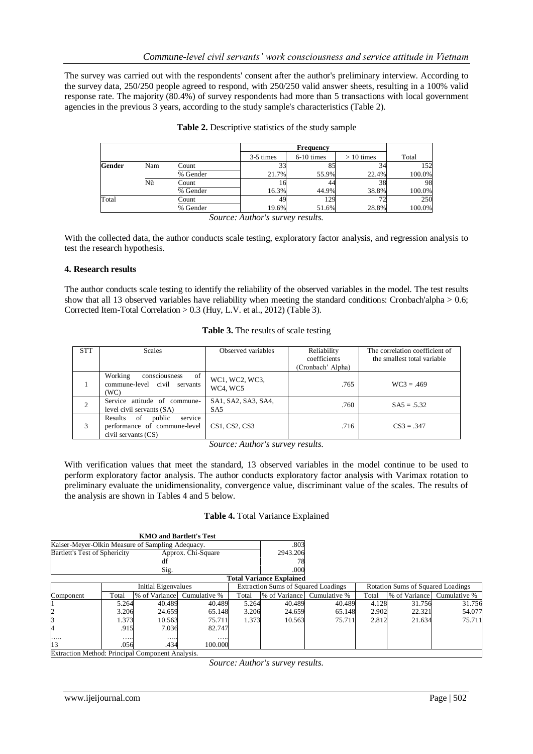The survey was carried out with the respondents' consent after the author's preliminary interview. According to the survey data, 250/250 people agreed to respond, with 250/250 valid answer sheets, resulting in a 100% valid response rate. The majority (80.4%) of survey respondents had more than 5 transactions with local government agencies in the previous 3 years, according to the study sample's characteristics (Table 2).

**Table 2.** Descriptive statistics of the study sample

| | | | Frequency | | | |
|---|---|---|---|---|---|---|
| | | | 3-5 times | 6-10 times | > 10 times | Total |
| **Gender** | Nam | Count | 33 | 85 | 34 | 152 |
| | | % Gender | 21.7% | 55.9% | 22.4% | 100.0% |
| | Nữ | Count | 16 | 44 | 38 | 98 |
| | | % Gender | 16.3% | 44.9% | 38.8% | 100.0% |
| Total | | Count | 49 | 129 | 72 | 250 |
| | | % Gender | 19.6% | 51.6% | 28.8% | 100.0% |

*Source: Author's survey results.*

With the collected data, the author conducts scale testing, exploratory factor analysis, and regression analysis to test the research hypothesis.

### 4. Research results

The author conducts scale testing to identify the reliability of the observed variables in the model. The test results show that all 13 observed variables have reliability when meeting the standard conditions: Cronbach'alpha > 0.6; Corrected Item-Total Correlation > 0.3 (Huy, L.V. et al., 2012) (Table 3).

**Table 3.** The results of scale testing

| STT | Scales | Observed variables | Reliability coefficients (Cronbach' Alpha) | The correlation coefficient of the smallest total variable |
|---|---|---|---|---|
| 1 | Working consciousness of commune-level civil servants (WC) | WC1, WC2, WC3, WC4, WC5 | .765 | WC3 = .469 |
| 2 | Service attitude of commune-level civil servants (SA) | SA1, SA2, SA3, SA4, SA5 | .760 | SA5 = .5.32 |
| 3 | Results of public service performance of commune-level civil servants (CS) | CS1, CS2, CS3 | .716 | CS3 = .347 |

*Source: Author's survey results.*

With verification values that meet the standard, 13 observed variables in the model continue to be used to perform exploratory factor analysis. The author conducts exploratory factor analysis with Varimax rotation to preliminary evaluate the unidimensionality, convergence value, discriminant value of the scales. The results of the analysis are shown in Tables 4 and 5 below.

**Table 4.** Total Variance Explained

**KMO and Bartlett's Test**

| | | |
|---|---|---|
| Kaiser-Meyer-Olkin Measure of Sampling Adequacy. | | .803 |
| Bartlett's Test of Sphericity | Approx. Chi-Square | 2943.206 |
| | df | 78 |
| | Sig. | .000 |

**Total Variance Explained**

| | Initial Eigenvalues | | | Extraction Sums of Squared Loadings | | | Rotation Sums of Squared Loadings | | |
|---|---|---|---|---|---|---|---|---|---|
| Component | Total | % of Variance | Cumulative % | Total | % of Variance | Cumulative % | Total | % of Variance | Cumulative % |
| 1 | 5.264 | 40.489 | 40.489 | 5.264 | 40.489 | 40.489 | 4.128 | 31.756 | 31.756 |
| 2 | 3.206 | 24.659 | 65.148 | 3.206 | 24.659 | 65.148 | 2.902 | 22.321 | 54.077 |
| 3 | 1.373 | 10.563 | 75.711 | 1.373 | 10.563 | 75.711 | 2.812 | 21.634 | 75.711 |
| 4 | .915 | 7.036 | 82.747 | | | | | | |
| ….. | ….. | ….. | ….. | | | | | | |
| 13 | .056 | .434 | 100.000 | | | | | | |

Extraction Method: Principal Component Analysis.

*Source: Author's survey results.*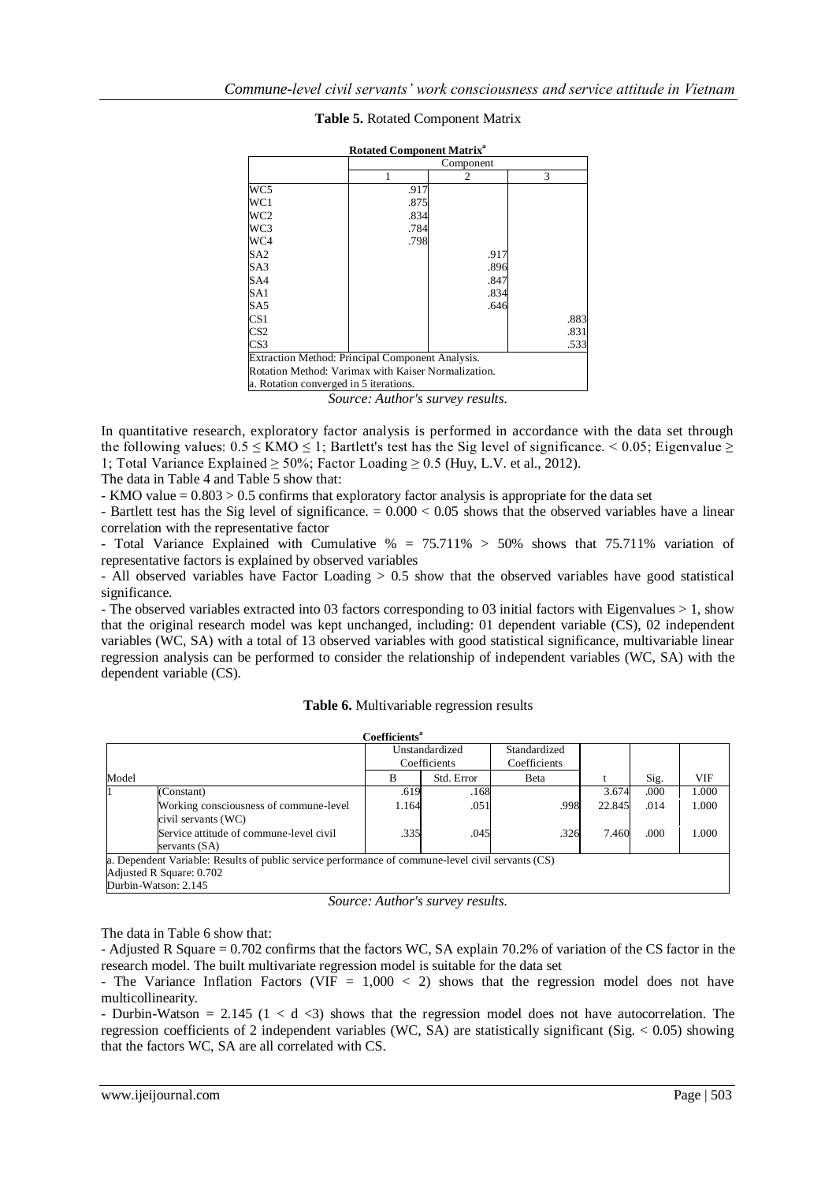**Table 5.** Rotated Component Matrix

**Rotated Component Matrix[a]**

| | Component | | |
|---|---|---|---|
| | 1 | 2 | 3 |
| WC5 | .917 | | |
| WC1 | .875 | | |
| WC2 | .834 | | |
| WC3 | .784 | | |
| WC4 | .798 | | |
| SA2 | | .917 | |
| SA3 | | .896 | |
| SA4 | | .847 | |
| SA1 | | .834 | |
| SA5 | | .646 | |
| CS1 | | | .883 |
| CS2 | | | .831 |
| CS3 | | | .533 |

Extraction Method: Principal Component Analysis.
Rotation Method: Varimax with Kaiser Normalization.
a. Rotation converged in 5 iterations.

*Source: Author's survey results.*

In quantitative research, exploratory factor analysis is performed in accordance with the data set through the following values: $0.5 \leq KMO \leq 1$; Bartlett's test has the Sig level of significance. < 0.05; Eigenvalue ≥ 1; Total Variance Explained ≥ 50%; Factor Loading ≥ 0.5 (Huy, L.V. et al., 2012).

The data in Table 4 and Table 5 show that:

- KMO value = 0.803 > 0.5 confirms that exploratory factor analysis is appropriate for the data set
- Bartlett test has the Sig level of significance. = 0.000 < 0.05 shows that the observed variables have a linear correlation with the representative factor
- Total Variance Explained with Cumulative % = 75.711% > 50% shows that 75.711% variation of representative factors is explained by observed variables
- All observed variables have Factor Loading > 0.5 show that the observed variables have good statistical significance.
- The observed variables extracted into 03 factors corresponding to 03 initial factors with Eigenvalues > 1, show that the original research model was kept unchanged, including: 01 dependent variable (CS), 02 independent variables (WC, SA) with a total of 13 observed variables with good statistical significance, multivariable linear regression analysis can be performed to consider the relationship of independent variables (WC, SA) with the dependent variable (CS).

**Table 6.** Multivariable regression results

**Coefficients[a]**

| Model | | Unstandardized Coefficients | | Standardized Coefficients | t | Sig. | VIF |
|---|---|---|---|---|---|---|---|
| | | B | Std. Error | Beta | | | |
| 1 | (Constant) | .619 | .168 | | 3.674 | .000 | 1.000 |
| | Working consciousness of commune-level civil servants (WC) | 1.164 | .051 | .998 | 22.845 | .014 | 1.000 |
| | Service attitude of commune-level civil servants (SA) | .335 | .045 | .326 | 7.460 | .000 | 1.000 |

a. Dependent Variable: Results of public service performance of commune-level civil servants (CS)
Adjusted R Square: 0.702
Durbin-Watson: 2.145

*Source: Author's survey results.*

The data in Table 6 show that:

- Adjusted R Square = 0.702 confirms that the factors WC, SA explain 70.2% of variation of the CS factor in the research model. The built multivariate regression model is suitable for the data set
- The Variance Inflation Factors (VIF = 1,000 < 2) shows that the regression model does not have multicollinearity.
- Durbin-Watson = 2.145 (1 < d <3) shows that the regression model does not have autocorrelation. The regression coefficients of 2 independent variables (WC, SA) are statistically significant (Sig. < 0.05) showing that the factors WC, SA are all correlated with CS.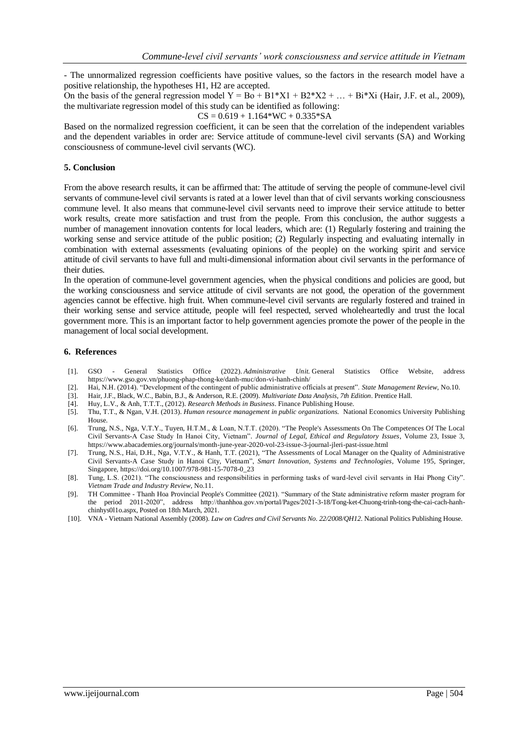- The unnormalized regression coefficients have positive values, so the factors in the research model have a positive relationship, the hypotheses H1, H2 are accepted.

On the basis of the general regression model $Y = Bo + B1*X1 + B2*X2 + \ldots + Bi*Xi$ (Hair, J.F. et al., 2009), the multivariate regression model of this study can be identified as following:

$$CS = 0.619 + 1.164*WC + 0.335*SA$$

Based on the normalized regression coefficient, it can be seen that the correlation of the independent variables and the dependent variables in order are: Service attitude of commune-level civil servants (SA) and Working consciousness of commune-level civil servants (WC).

## 5. Conclusion

From the above research results, it can be affirmed that: The attitude of serving the people of commune-level civil servants of commune-level civil servants is rated at a lower level than that of civil servants working consciousness commune level. It also means that commune-level civil servants need to improve their service attitude to better work results, create more satisfaction and trust from the people. From this conclusion, the author suggests a number of management innovation contents for local leaders, which are: (1) Regularly fostering and training the working sense and service attitude of the public position; (2) Regularly inspecting and evaluating internally in combination with external assessments (evaluating opinions of the people) on the working spirit and service attitude of civil servants to have full and multi-dimensional information about civil servants in the performance of their duties.

In the operation of commune-level government agencies, when the physical conditions and policies are good, but the working consciousness and service attitude of civil servants are not good, the operation of the government agencies cannot be effective. high fruit. When commune-level civil servants are regularly fostered and trained in their working sense and service attitude, people will feel respected, served wholeheartedly and trust the local government more. This is an important factor to help government agencies promote the power of the people in the management of local social development.

## 6. References

[1]. GSO - General Statistics Office (2022). *Administrative Unit.* General Statistics Office Website, address https://www.gso.gov.vn/phuong-phap-thong-ke/danh-muc/don-vi-hanh-chinh/

[2]. Hai, N.H. (2014). "Development of the contingent of public administrative officials at present". *State Management Review*, No.10.

[3]. Hair, J.F., Black, W.C., Babin, B.J., & Anderson, R.E. (2009). *Multivariate Data Analysis, 7th Edition*. Prentice Hall.

[4]. Huy, L.V., & Anh, T.T.T., (2012). *Research Methods in Business*. Finance Publishing House.

[5]. Thu, T.T., & Ngan, V.H. (2013). *Human resource management in public organizations.* National Economics University Publishing House.

[6]. Trung, N.S., Nga, V.T.Y., Tuyen, H.T.M., & Loan, N.T.T. (2020). "The People's Assessments On The Competences Of The Local Civil Servants-A Case Study In Hanoi City, Vietnam". *Journal of Legal, Ethical and Regulatory Issues*, Volume 23, Issue 3, https://www.abacademies.org/journals/month-june-year-2020-vol-23-issue-3-journal-jleri-past-issue.html

[7]. Trung, N.S., Hai, D.H., Nga, V.T.Y., & Hanh, T.T. (2021), "The Assessments of Local Manager on the Quality of Administrative Civil Servants-A Case Study in Hanoi City, Vietnam", *Smart Innovation, Systems and Technologies*, Volume 195, Springer, Singapore, https://doi.org/10.1007/978-981-15-7078-0_23

[8]. Tung, L.S. (2021). "The consciousness and responsibilities in performing tasks of ward-level civil servants in Hai Phong City". *Vietnam Trade and Industry Review*, No.11.

[9]. TH Committee - Thanh Hoa Provincial People's Committee (2021). "Summary of the State administrative reform master program for the period 2011-2020", address http://thanhhoa.gov.vn/portal/Pages/2021-3-18/Tong-ket-Chuong-trinh-tong-the-cai-cach-hanh-chinhys0l1o.aspx, Posted on 18th March, 2021.

[10]. VNA - Vietnam National Assembly (2008). *Law on Cadres and Civil Servants No. 22/2008/QH12*. National Politics Publishing House.